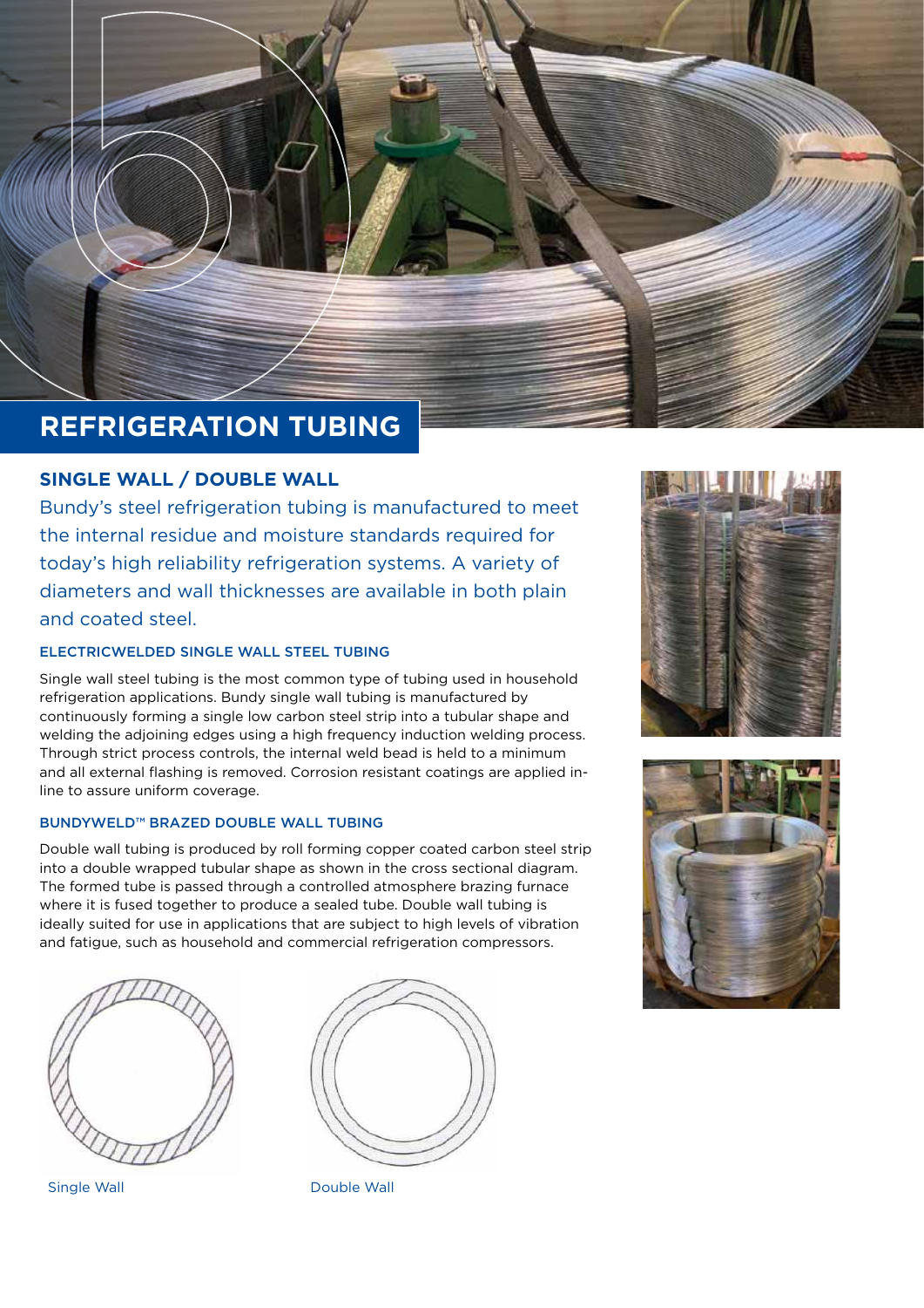# REFRIGERATION TUBING

## SINGLE WALL / DOUBLE WALL

Bundy's steel refrigeration tubing is manufactured to meet the internal residue and moisture standards required for today's high reliability refrigeration systems. A variety of diameters and wall thicknesses are available in both plain and coated steel.

### ELECTRICWELDED SINGLE WALL STEEL TUBING

Single wall steel tubing is the most common type of tubing used in household refrigeration applications. Bundy single wall tubing is manufactured by continuously forming a single low carbon steel strip into a tubular shape and welding the adjoining edges using a high frequency induction welding process. Through strict process controls, the internal weld bead is held to a minimum and all external flashing is removed. Corrosion resistant coatings are applied in-line to assure uniform coverage.

### BUNDYWELD™ BRAZED DOUBLE WALL TUBING

Double wall tubing is produced by roll forming copper coated carbon steel strip into a double wrapped tubular shape as shown in the cross sectional diagram. The formed tube is passed through a controlled atmosphere brazing furnace where it is fused together to produce a sealed tube. Double wall tubing is ideally suited for use in applications that are subject to high levels of vibration and fatigue, such as household and commercial refrigeration compressors.

Single Wall

Double Wall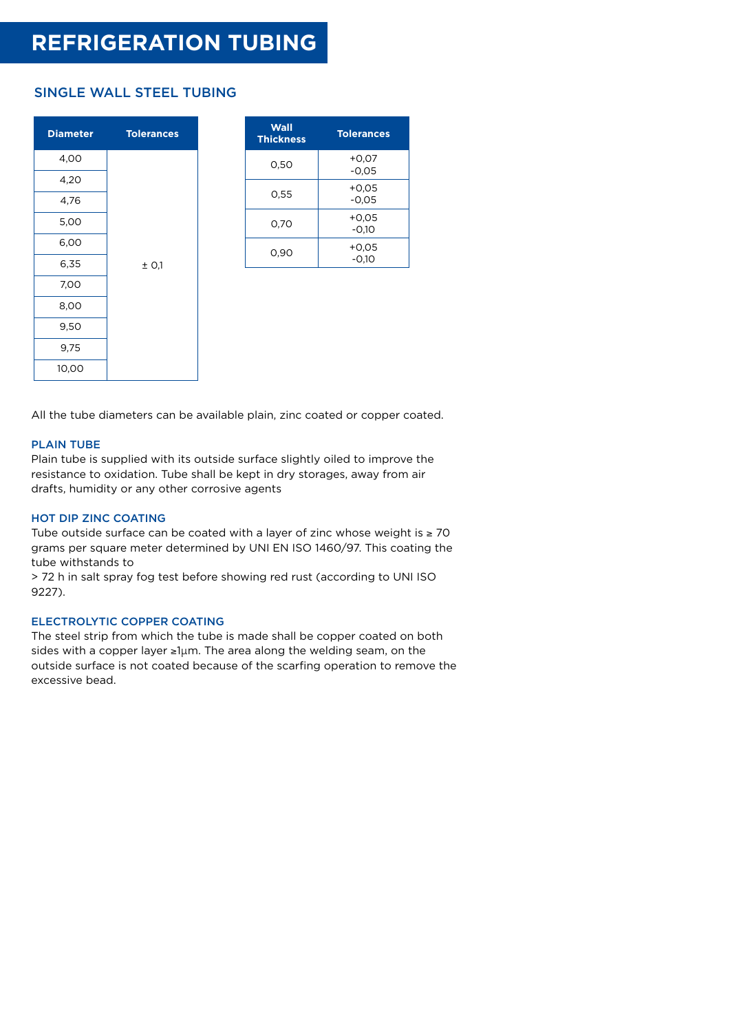# REFRIGERATION TUBING

## SINGLE WALL STEEL TUBING

| Diameter | Tolerances |
|---|---|
| 4,00 | ± 0,1 |
| 4,20 | |
| 4,76 | |
| 5,00 | |
| 6,00 | |
| 6,35 | |
| 7,00 | |
| 8,00 | |
| 9,50 | |
| 9,75 | |
| 10,00 | |

| Wall Thickness | Tolerances |
|---|---|
| 0,50 | +0,07 -0,05 |
| 0,55 | +0,05 -0,05 |
| 0,70 | +0,05 -0,10 |
| 0,90 | +0,05 -0,10 |

All the tube diameters can be available plain, zinc coated or copper coated.

### PLAIN TUBE

Plain tube is supplied with its outside surface slightly oiled to improve the resistance to oxidation. Tube shall be kept in dry storages, away from air drafts, humidity or any other corrosive agents

### HOT DIP ZINC COATING

Tube outside surface can be coated with a layer of zinc whose weight is ≥ 70 grams per square meter determined by UNI EN ISO 1460/97. This coating the tube withstands to
> 72 h in salt spray fog test before showing red rust (according to UNI ISO 9227).

### ELECTROLYTIC COPPER COATING

The steel strip from which the tube is made shall be copper coated on both sides with a copper layer ≥1µm. The area along the welding seam, on the outside surface is not coated because of the scarfing operation to remove the excessive bead.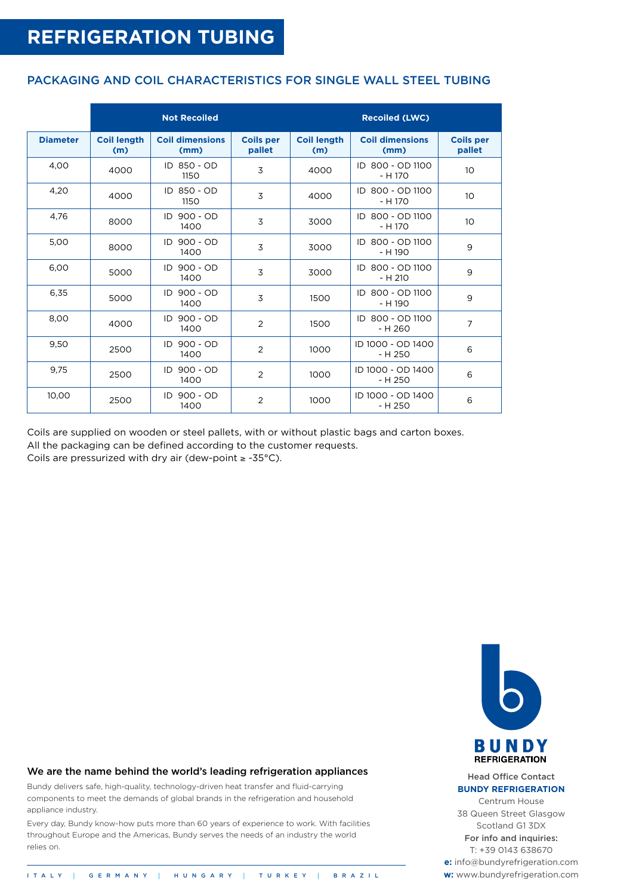# REFRIGERATION TUBING

## PACKAGING AND COIL CHARACTERISTICS FOR SINGLE WALL STEEL TUBING

| | Not Recoiled | | | Recoiled (LWC) | | |
|---|---|---|---|---|---|---|
| **Diameter** | **Coil length (m)** | **Coil dimensions (mm)** | **Coils per pallet** | **Coil length (m)** | **Coil dimensions (mm)** | **Coils per pallet** |
| 4,00 | 4000 | ID 850 - OD 1150 | 3 | 4000 | ID 800 - OD 1100 - H 170 | 10 |
| 4,20 | 4000 | ID 850 - OD 1150 | 3 | 4000 | ID 800 - OD 1100 - H 170 | 10 |
| 4,76 | 8000 | ID 900 - OD 1400 | 3 | 3000 | ID 800 - OD 1100 - H 170 | 10 |
| 5,00 | 8000 | ID 900 - OD 1400 | 3 | 3000 | ID 800 - OD 1100 - H 190 | 9 |
| 6,00 | 5000 | ID 900 - OD 1400 | 3 | 3000 | ID 800 - OD 1100 - H 210 | 9 |
| 6,35 | 5000 | ID 900 - OD 1400 | 3 | 1500 | ID 800 - OD 1100 - H 190 | 9 |
| 8,00 | 4000 | ID 900 - OD 1400 | 2 | 1500 | ID 800 - OD 1100 - H 260 | 7 |
| 9,50 | 2500 | ID 900 - OD 1400 | 2 | 1000 | ID 1000 - OD 1400 - H 250 | 6 |
| 9,75 | 2500 | ID 900 - OD 1400 | 2 | 1000 | ID 1000 - OD 1400 - H 250 | 6 |
| 10,00 | 2500 | ID 900 - OD 1400 | 2 | 1000 | ID 1000 - OD 1400 - H 250 | 6 |

Coils are supplied on wooden or steel pallets, with or without plastic bags and carton boxes.
All the packaging can be defined according to the customer requests.
Coils are pressurized with dry air (dew-point ≥ -35°C).

### We are the name behind the world's leading refrigeration appliances

Bundy delivers safe, high-quality, technology-driven heat transfer and fluid-carrying components to meet the demands of global brands in the refrigeration and household appliance industry.

Every day, Bundy know-how puts more than 60 years of experience to work. With facilities throughout Europe and the Americas, Bundy serves the needs of an industry the world relies on.

ITALY | GERMANY | HUNGARY | TURKEY | BRAZIL

BUNDY REFRIGERATION

Head Office Contact
**BUNDY REFRIGERATION**
Centrum House
38 Queen Street Glasgow
Scotland G1 3DX
**For info and inquiries:**
T: +39 0143 638670
**e:** info@bundyrefrigeration.com
**w:** www.bundyrefrigeration.com